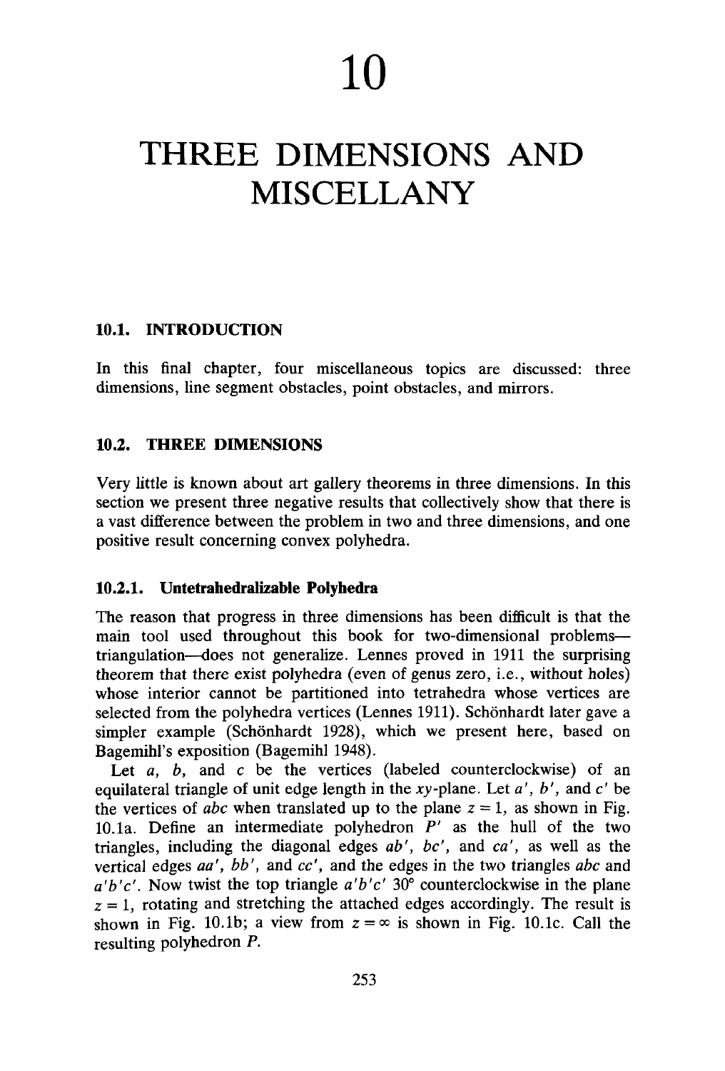# 10

# THREE DIMENSIONS AND MISCELLANY

## 10.1. INTRODUCTION

In this final chapter, four miscellaneous topics are discussed: three dimensions, line segment obstacles, point obstacles, and mirrors.

## 10.2. THREE DIMENSIONS

Very little is known about art gallery theorems in three dimensions. In this section we present three negative results that collectively show that there is a vast difference between the problem in two and three dimensions, and one positive result concerning convex polyhedra.

### 10.2.1. Untetrahedralizable Polyhedra

The reason that progress in three dimensions has been difficult is that the main tool used throughout this book for two-dimensional problems—triangulation—does not generalize. Lennes proved in 1911 the surprising theorem that there exist polyhedra (even of genus zero, i.e., without holes) whose interior cannot be partitioned into tetrahedra whose vertices are selected from the polyhedra vertices (Lennes 1911). Schönhardt later gave a simpler example (Schönhardt 1928), which we present here, based on Bagemihl's exposition (Bagemihl 1948).

Let $a$, $b$, and $c$ be the vertices (labeled counterclockwise) of an equilateral triangle of unit edge length in the $xy$-plane. Let $a'$, $b'$, and $c'$ be the vertices of $abc$ when translated up to the plane $z = 1$, as shown in Fig. 10.1a. Define an intermediate polyhedron $P'$ as the hull of the two triangles, including the diagonal edges $ab'$, $bc'$, and $ca'$, as well as the vertical edges $aa'$, $bb'$, and $cc'$, and the edges in the two triangles $abc$ and $a'b'c'$. Now twist the top triangle $a'b'c'$ 30° counterclockwise in the plane $z = 1$, rotating and stretching the attached edges accordingly. The result is shown in Fig. 10.1b; a view from $z = \infty$ is shown in Fig. 10.1c. Call the resulting polyhedron $P$.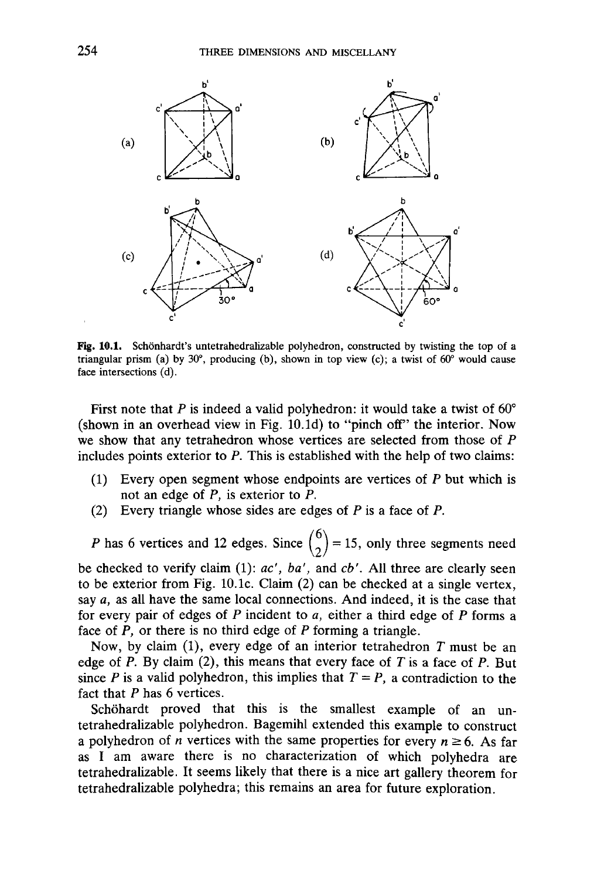Fig. 10.1. Schönhardt's untetrahedralizable polyhedron, constructed by twisting the top of a triangular prism (a) by 30°, producing (b), shown in top view (c); a twist of 60° would cause face intersections (d).

First note that $P$ is indeed a valid polyhedron: it would take a twist of 60° (shown in an overhead view in Fig. 10.1d) to "pinch off" the interior. Now we show that any tetrahedron whose vertices are selected from those of $P$ includes points exterior to $P$. This is established with the help of two claims:

(1) Every open segment whose endpoints are vertices of $P$ but which is not an edge of $P$, is exterior to $P$.
(2) Every triangle whose sides are edges of $P$ is a face of $P$.

$P$ has 6 vertices and 12 edges. Since $\binom{6}{2} = 15$, only three segments need be checked to verify claim (1): $ac'$, $ba'$, and $cb'$. All three are clearly seen to be exterior from Fig. 10.1c. Claim (2) can be checked at a single vertex, say $a$, as all have the same local connections. And indeed, it is the case that for every pair of edges of $P$ incident to $a$, either a third edge of $P$ forms a face of $P$, or there is no third edge of $P$ forming a triangle.

Now, by claim (1), every edge of an interior tetrahedron $T$ must be an edge of $P$. By claim (2), this means that every face of $T$ is a face of $P$. But since $P$ is a valid polyhedron, this implies that $T = P$, a contradiction to the fact that $P$ has 6 vertices.

Schöhardt proved that this is the smallest example of an untetrahedralizable polyhedron. Bagemihl extended this example to construct a polyhedron of $n$ vertices with the same properties for every $n \geq 6$. As far as I am aware there is no characterization of which polyhedra are tetrahedralizable. It seems likely that there is a nice art gallery theorem for tetrahedralizable polyhedra; this remains an area for future exploration.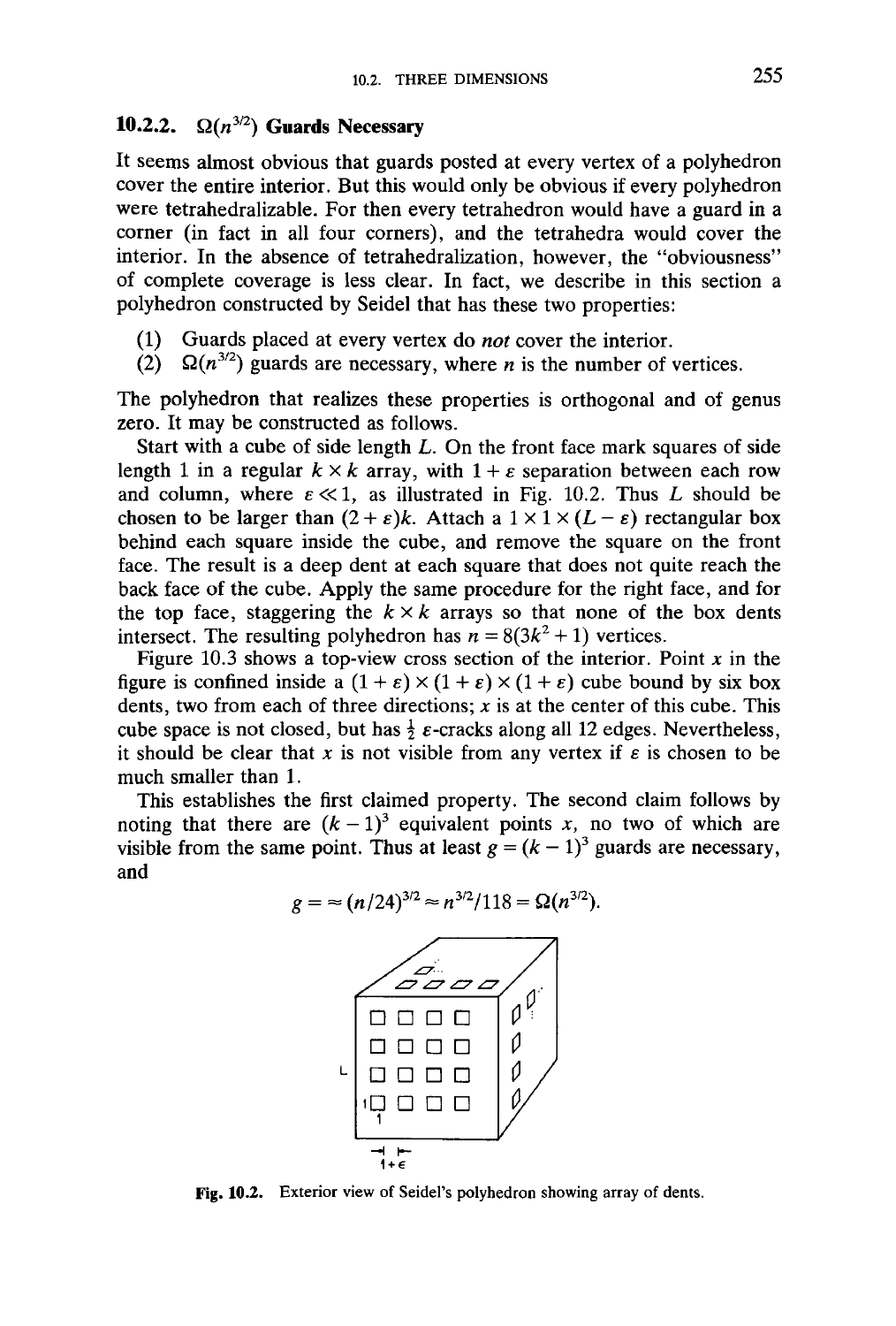### 10.2.2. $\Omega(n^{3/2})$ Guards Necessary

It seems almost obvious that guards posted at every vertex of a polyhedron cover the entire interior. But this would only be obvious if every polyhedron were tetrahedralizable. For then every tetrahedron would have a guard in a corner (in fact in all four corners), and the tetrahedra would cover the interior. In the absence of tetrahedralization, however, the "obviousness" of complete coverage is less clear. In fact, we describe in this section a polyhedron constructed by Seidel that has these two properties:

(1) Guards placed at every vertex do *not* cover the interior.
(2) $\Omega(n^{3/2})$ guards are necessary, where $n$ is the number of vertices.

The polyhedron that realizes these properties is orthogonal and of genus zero. It may be constructed as follows.

Start with a cube of side length $L$. On the front face mark squares of side length 1 in a regular $k \times k$ array, with $1 + \varepsilon$ separation between each row and column, where $\varepsilon \ll 1$, as illustrated in Fig. 10.2. Thus $L$ should be chosen to be larger than $(2 + \varepsilon)k$. Attach a $1 \times 1 \times (L - \varepsilon)$ rectangular box behind each square inside the cube, and remove the square on the front face. The result is a deep dent at each square that does not quite reach the back face of the cube. Apply the same procedure for the right face, and for the top face, staggering the $k \times k$ arrays so that none of the box dents intersect. The resulting polyhedron has $n = 8(3k^2 + 1)$ vertices.

Figure 10.3 shows a top-view cross section of the interior. Point $x$ in the figure is confined inside a $(1 + \varepsilon) \times (1 + \varepsilon) \times (1 + \varepsilon)$ cube bound by six box dents, two from each of three directions; $x$ is at the center of this cube. This cube space is not closed, but has $\frac{1}{2}$ $\varepsilon$-cracks along all 12 edges. Nevertheless, it should be clear that $x$ is not visible from any vertex if $\varepsilon$ is chosen to be much smaller than 1.

This establishes the first claimed property. The second claim follows by noting that there are $(k - 1)^3$ equivalent points $x$, no two of which are visible from the same point. Thus at least $g = (k - 1)^3$ guards are necessary, and

$$g = \approx (n/24)^{3/2} \approx n^{3/2}/118 = \Omega(n^{3/2}).$$

**Fig. 10.2.** Exterior view of Seidel's polyhedron showing array of dents.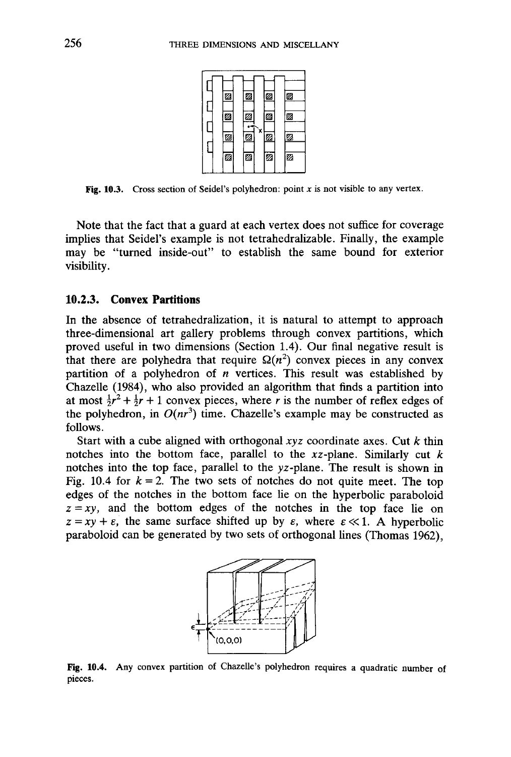Fig. 10.3. Cross section of Seidel's polyhedron: point $x$ is not visible to any vertex.

Note that the fact that a guard at each vertex does not suffice for coverage implies that Seidel's example is not tetrahedralizable. Finally, the example may be "turned inside-out" to establish the same bound for exterior visibility.

### 10.2.3. Convex Partitions

In the absence of tetrahedralization, it is natural to attempt to approach three-dimensional art gallery problems through convex partitions, which proved useful in two dimensions (Section 1.4). Our final negative result is that there are polyhedra that require $\Omega(n^2)$ convex pieces in any convex partition of a polyhedron of $n$ vertices. This result was established by Chazelle (1984), who also provided an algorithm that finds a partition into at most $\frac{1}{2}r^2 + \frac{1}{2}r + 1$ convex pieces, where $r$ is the number of reflex edges of the polyhedron, in $O(nr^3)$ time. Chazelle's example may be constructed as follows.

Start with a cube aligned with orthogonal $xyz$ coordinate axes. Cut $k$ thin notches into the bottom face, parallel to the $xz$-plane. Similarly cut $k$ notches into the top face, parallel to the $yz$-plane. The result is shown in Fig. 10.4 for $k = 2$. The two sets of notches do not quite meet. The top edges of the notches in the bottom face lie on the hyperbolic paraboloid $z = xy$, and the bottom edges of the notches in the top face lie on $z = xy + \varepsilon$, the same surface shifted up by $\varepsilon$, where $\varepsilon \ll 1$. A hyperbolic paraboloid can be generated by two sets of orthogonal lines (Thomas 1962),

Fig. 10.4. Any convex partition of Chazelle's polyhedron requires a quadratic number of pieces.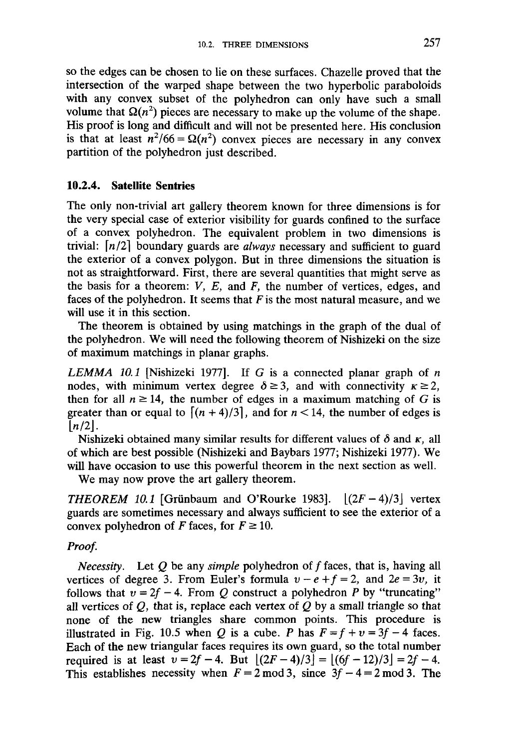so the edges can be chosen to lie on these surfaces. Chazelle proved that the intersection of the warped shape between the two hyperbolic paraboloids with any convex subset of the polyhedron can only have such a small volume that $\Omega(n^2)$ pieces are necessary to make up the volume of the shape. His proof is long and difficult and will not be presented here. His conclusion is that at least $n^2/66 = \Omega(n^2)$ convex pieces are necessary in any convex partition of the polyhedron just described.

### 10.2.4. Satellite Sentries

The only non-trivial art gallery theorem known for three dimensions is for the very special case of exterior visibility for guards confined to the surface of a convex polyhedron. The equivalent problem in two dimensions is trivial: $\lceil n/2 \rceil$ boundary guards are *always* necessary and sufficient to guard the exterior of a convex polygon. But in three dimensions the situation is not as straightforward. First, there are several quantities that might serve as the basis for a theorem: $V$, $E$, and $F$, the number of vertices, edges, and faces of the polyhedron. It seems that $F$ is the most natural measure, and we will use it in this section.

The theorem is obtained by using matchings in the graph of the dual of the polyhedron. We will need the following theorem of Nishizeki on the size of maximum matchings in planar graphs.

*LEMMA 10.1* [Nishizeki 1977]. If $G$ is a connected planar graph of $n$ nodes, with minimum vertex degree $\delta \geq 3$, and with connectivity $\kappa \geq 2$, then for all $n \geq 14$, the number of edges in a maximum matching of $G$ is greater than or equal to $\lceil (n+4)/3 \rceil$, and for $n < 14$, the number of edges is $\lfloor n/2 \rfloor$.

Nishizeki obtained many similar results for different values of $\delta$ and $\kappa$, all of which are best possible (Nishizeki and Baybars 1977; Nishizeki 1977). We will have occasion to use this powerful theorem in the next section as well.

We may now prove the art gallery theorem.

*THEOREM 10.1* [Grünbaum and O'Rourke 1983]. $\lfloor (2F-4)/3 \rfloor$ vertex guards are sometimes necessary and always sufficient to see the exterior of a convex polyhedron of $F$ faces, for $F \geq 10$.

*Proof.*

*Necessity.* Let $Q$ be any *simple* polyhedron of $f$ faces, that is, having all vertices of degree 3. From Euler's formula $v - e + f = 2$, and $2e = 3v$, it follows that $v = 2f - 4$. From $Q$ construct a polyhedron $P$ by "truncating" all vertices of $Q$, that is, replace each vertex of $Q$ by a small triangle so that none of the new triangles share common points. This procedure is illustrated in Fig. 10.5 when $Q$ is a cube. $P$ has $F = f + v = 3f - 4$ faces. Each of the new triangular faces requires its own guard, so the total number required is at least $v = 2f - 4$. But $\lfloor (2F-4)/3 \rfloor = \lfloor (6f-12)/3 \rfloor = 2f - 4$. This establishes necessity when $F \equiv 2 \bmod 3$, since $3f - 4 \equiv 2 \bmod 3$. The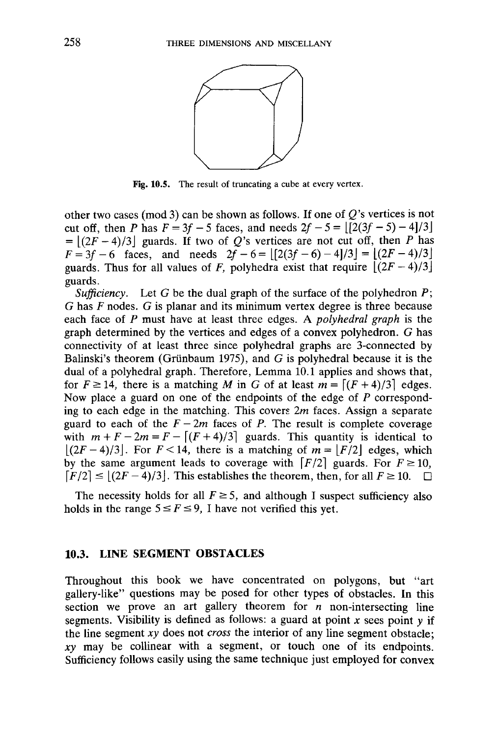Fig. 10.5. The result of truncating a cube at every vertex.

other two cases (mod 3) can be shown as follows. If one of $Q$'s vertices is not cut off, then $P$ has $F = 3f - 5$ faces, and needs $2f - 5 = \lfloor[2(3f-5)-4]/3\rfloor = \lfloor(2F-4)/3\rfloor$ guards. If two of $Q$'s vertices are not cut off, then $P$ has $F = 3f - 6$ faces, and needs $2f - 6 = \lfloor[2(3f-6)-4]/3\rfloor = \lfloor(2F-4)/3\rfloor$ guards. Thus for all values of $F$, polyhedra exist that require $\lfloor(2F-4)/3\rfloor$ guards.

*Sufficiency.* Let $G$ be the dual graph of the surface of the polyhedron $P$; $G$ has $F$ nodes. $G$ is planar and its minimum vertex degree is three because each face of $P$ must have at least three edges. A *polyhedral graph* is the graph determined by the vertices and edges of a convex polyhedron. $G$ has connectivity of at least three since polyhedral graphs are 3-connected by Balinski's theorem (Grünbaum 1975), and $G$ is polyhedral because it is the dual of a polyhedral graph. Therefore, Lemma 10.1 applies and shows that, for $F \geq 14$, there is a matching $M$ in $G$ of at least $m = \lceil(F+4)/3\rceil$ edges. Now place a guard on one of the endpoints of the edge of $P$ corresponding to each edge in the matching. This covers $2m$ faces. Assign a separate guard to each of the $F - 2m$ faces of $P$. The result is complete coverage with $m + F - 2m = F - \lceil(F+4)/3\rceil$ guards. This quantity is identical to $\lfloor(2F-4)/3\rfloor$. For $F < 14$, there is a matching of $m = \lfloor F/2\rfloor$ edges, which by the same argument leads to coverage with $\lceil F/2\rceil$ guards. For $F \geq 10$, $\lceil F/2\rceil \leq \lfloor(2F-4)/3\rfloor$. This establishes the theorem, then, for all $F \geq 10$. □

The necessity holds for all $F \geq 5$, and although I suspect sufficiency also holds in the range $5 \leq F \leq 9$, I have not verified this yet.

## 10.3. LINE SEGMENT OBSTACLES

Throughout this book we have concentrated on polygons, but "art gallery-like" questions may be posed for other types of obstacles. In this section we prove an art gallery theorem for $n$ non-intersecting line segments. Visibility is defined as follows: a guard at point $x$ sees point $y$ if the line segment $xy$ does not *cross* the interior of any line segment obstacle; $xy$ may be collinear with a segment, or touch one of its endpoints. Sufficiency follows easily using the same technique just employed for convex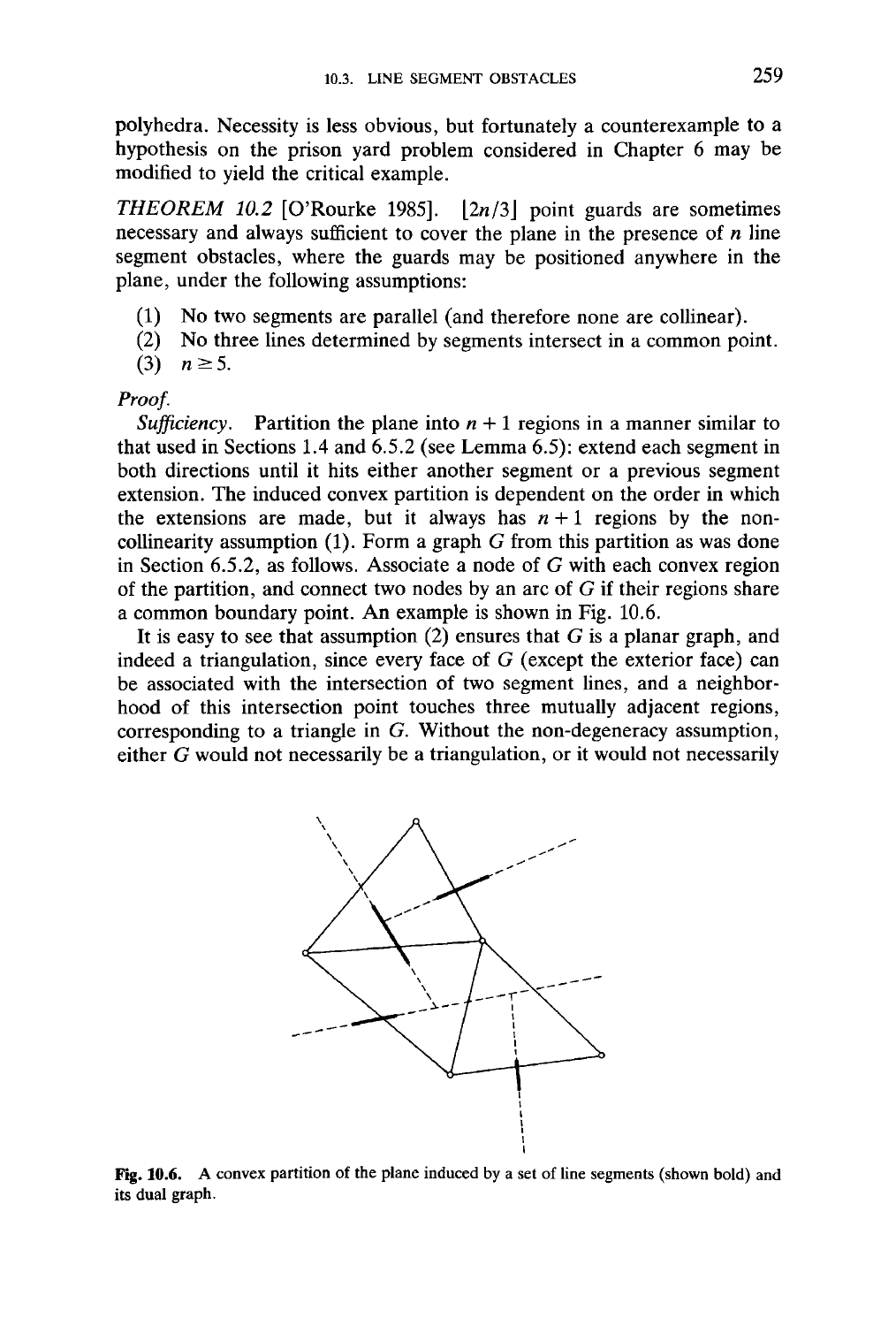polyhedra. Necessity is less obvious, but fortunately a counterexample to a hypothesis on the prison yard problem considered in Chapter 6 may be modified to yield the critical example.

*THEOREM 10.2* [O'Rourke 1985]. $\lfloor 2n/3 \rfloor$ point guards are sometimes necessary and always sufficient to cover the plane in the presence of $n$ line segment obstacles, where the guards may be positioned anywhere in the plane, under the following assumptions:

(1) No two segments are parallel (and therefore none are collinear).
(2) No three lines determined by segments intersect in a common point.
(3) $n \geq 5$.

*Proof.*

*Sufficiency.* Partition the plane into $n + 1$ regions in a manner similar to that used in Sections 1.4 and 6.5.2 (see Lemma 6.5): extend each segment in both directions until it hits either another segment or a previous segment extension. The induced convex partition is dependent on the order in which the extensions are made, but it always has $n + 1$ regions by the non-collinearity assumption (1). Form a graph $G$ from this partition as was done in Section 6.5.2, as follows. Associate a node of $G$ with each convex region of the partition, and connect two nodes by an arc of $G$ if their regions share a common boundary point. An example is shown in Fig. 10.6.

It is easy to see that assumption (2) ensures that $G$ is a planar graph, and indeed a triangulation, since every face of $G$ (except the exterior face) can be associated with the intersection of two segment lines, and a neighborhood of this intersection point touches three mutually adjacent regions, corresponding to a triangle in $G$. Without the non-degeneracy assumption, either $G$ would not necessarily be a triangulation, or it would not necessarily

**Fig. 10.6.** A convex partition of the plane induced by a set of line segments (shown bold) and its dual graph.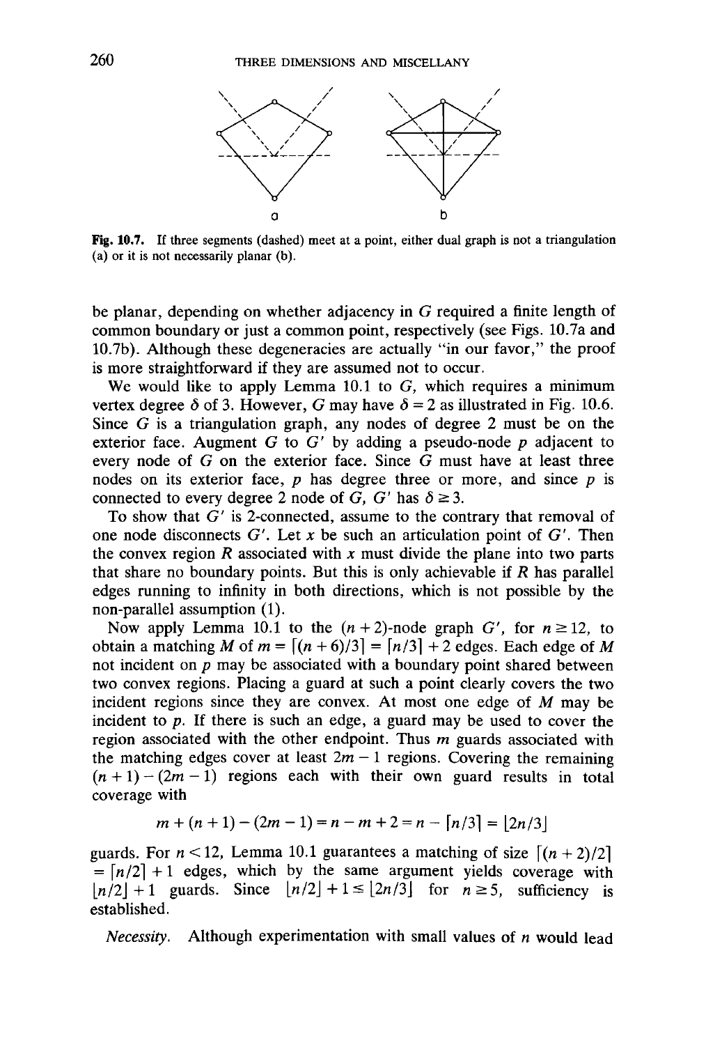Fig. 10.7. If three segments (dashed) meet at a point, either dual graph is not a triangulation (a) or it is not necessarily planar (b).

be planar, depending on whether adjacency in $G$ required a finite length of common boundary or just a common point, respectively (see Figs. 10.7a and 10.7b). Although these degeneracies are actually "in our favor," the proof is more straightforward if they are assumed not to occur.

We would like to apply Lemma 10.1 to $G$, which requires a minimum vertex degree $\delta$ of 3. However, $G$ may have $\delta = 2$ as illustrated in Fig. 10.6. Since $G$ is a triangulation graph, any nodes of degree 2 must be on the exterior face. Augment $G$ to $G'$ by adding a pseudo-node $p$ adjacent to every node of $G$ on the exterior face. Since $G$ must have at least three nodes on its exterior face, $p$ has degree three or more, and since $p$ is connected to every degree 2 node of $G$, $G'$ has $\delta \geq 3$.

To show that $G'$ is 2-connected, assume to the contrary that removal of one node disconnects $G'$. Let $x$ be such an articulation point of $G'$. Then the convex region $R$ associated with $x$ must divide the plane into two parts that share no boundary points. But this is only achievable if $R$ has parallel edges running to infinity in both directions, which is not possible by the non-parallel assumption (1).

Now apply Lemma 10.1 to the $(n + 2)$-node graph $G'$, for $n \geq 12$, to obtain a matching $M$ of $m = \lceil (n + 6)/3 \rceil = \lceil n/3 \rceil + 2$ edges. Each edge of $M$ not incident on $p$ may be associated with a boundary point shared between two convex regions. Placing a guard at such a point clearly covers the two incident regions since they are convex. At most one edge of $M$ may be incident to $p$. If there is such an edge, a guard may be used to cover the region associated with the other endpoint. Thus $m$ guards associated with the matching edges cover at least $2m - 1$ regions. Covering the remaining $(n + 1) - (2m - 1)$ regions each with their own guard results in total coverage with

$$m + (n + 1) - (2m - 1) = n - m + 2 = n - \lceil n/3 \rceil = \lfloor 2n/3 \rfloor$$

guards. For $n < 12$, Lemma 10.1 guarantees a matching of size $\lceil (n + 2)/2 \rceil = \lceil n/2 \rceil + 1$ edges, which by the same argument yields coverage with $\lfloor n/2 \rfloor + 1$ guards. Since $\lfloor n/2 \rfloor + 1 \leq \lfloor 2n/3 \rfloor$ for $n \geq 5$, sufficiency is established.

*Necessity.* Although experimentation with small values of $n$ would lead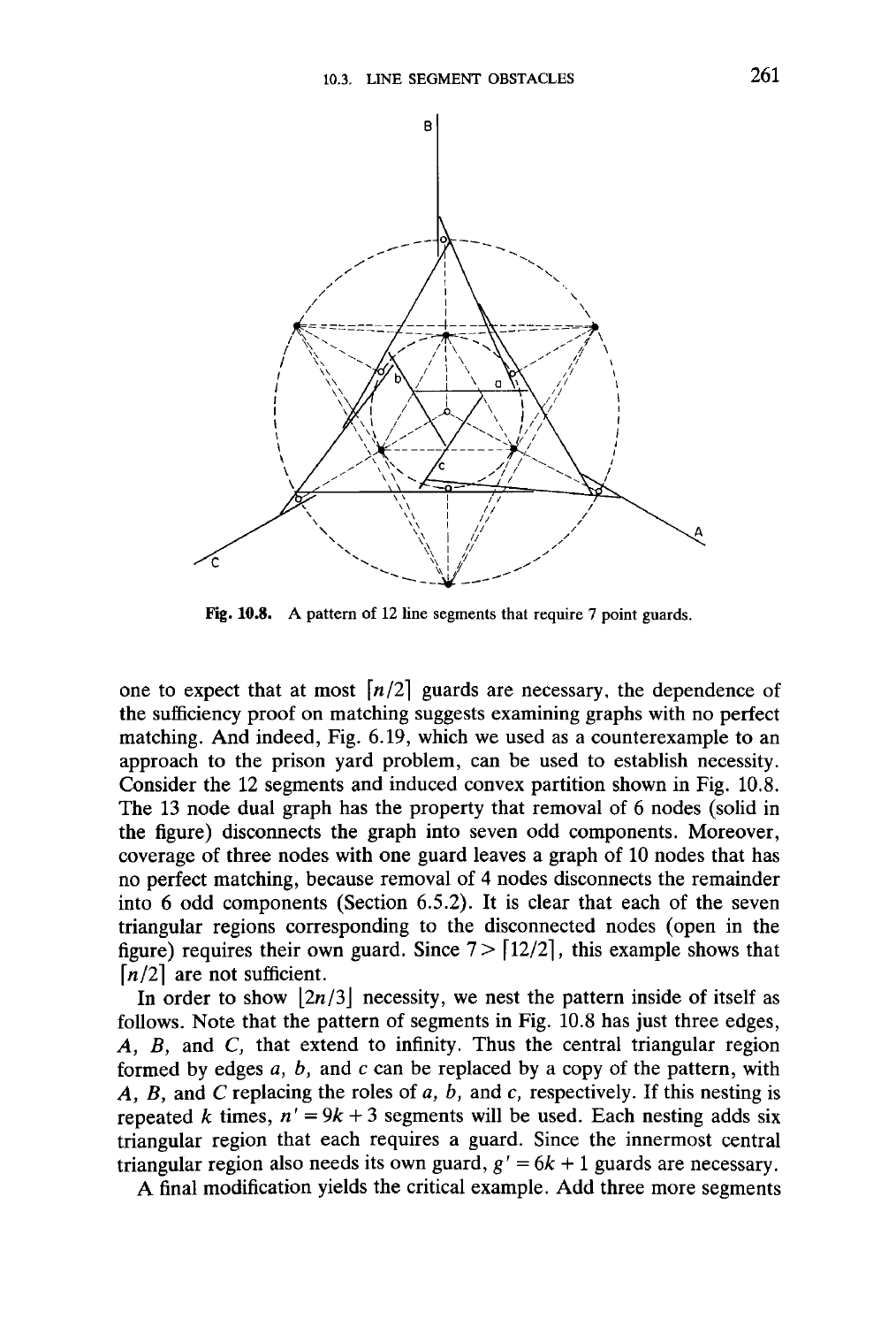Fig. 10.8. A pattern of 12 line segments that require 7 point guards.

one to expect that at most $\lceil n/2 \rceil$ guards are necessary, the dependence of the sufficiency proof on matching suggests examining graphs with no perfect matching. And indeed, Fig. 6.19, which we used as a counterexample to an approach to the prison yard problem, can be used to establish necessity. Consider the 12 segments and induced convex partition shown in Fig. 10.8. The 13 node dual graph has the property that removal of 6 nodes (solid in the figure) disconnects the graph into seven odd components. Moreover, coverage of three nodes with one guard leaves a graph of 10 nodes that has no perfect matching, because removal of 4 nodes disconnects the remainder into 6 odd components (Section 6.5.2). It is clear that each of the seven triangular regions corresponding to the disconnected nodes (open in the figure) requires their own guard. Since $7 > \lceil 12/2 \rceil$, this example shows that $\lceil n/2 \rceil$ are not sufficient.

In order to show $\lfloor 2n/3 \rfloor$ necessity, we nest the pattern inside of itself as follows. Note that the pattern of segments in Fig. 10.8 has just three edges, $A$, $B$, and $C$, that extend to infinity. Thus the central triangular region formed by edges $a$, $b$, and $c$ can be replaced by a copy of the pattern, with $A$, $B$, and $C$ replacing the roles of $a$, $b$, and $c$, respectively. If this nesting is repeated $k$ times, $n' = 9k + 3$ segments will be used. Each nesting adds six triangular region that each requires a guard. Since the innermost central triangular region also needs its own guard, $g' = 6k + 1$ guards are necessary.

A final modification yields the critical example. Add three more segments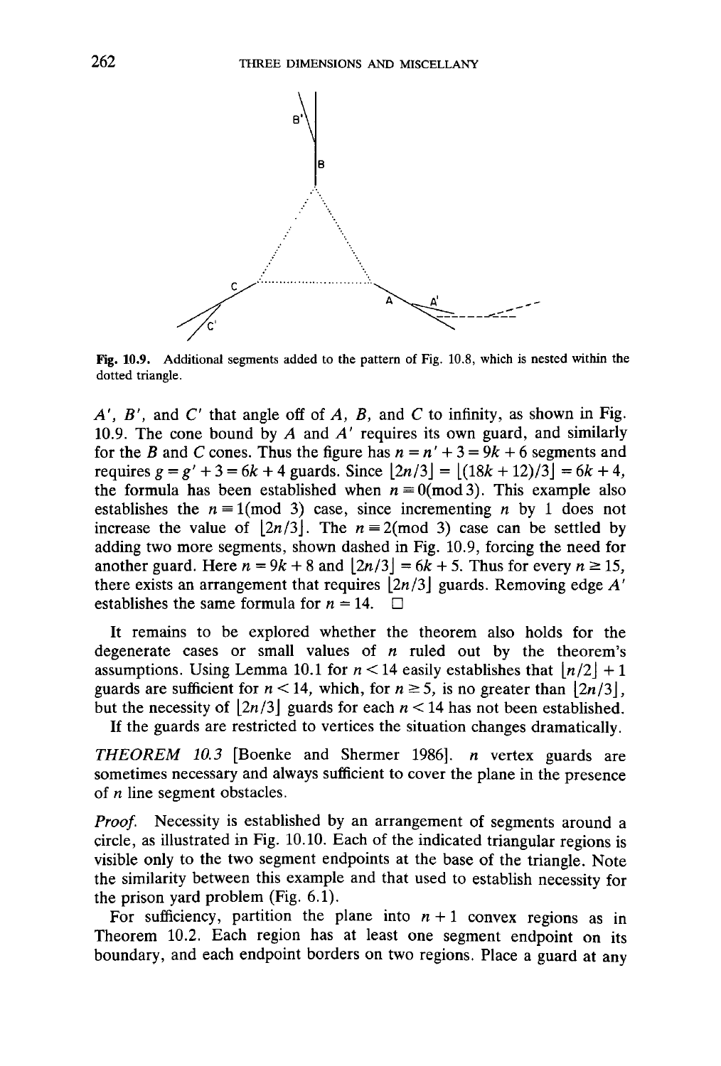Fig. 10.9. Additional segments added to the pattern of Fig. 10.8, which is nested within the dotted triangle.

$A'$, $B'$, and $C'$ that angle off of $A$, $B$, and $C$ to infinity, as shown in Fig. 10.9. The cone bound by $A$ and $A'$ requires its own guard, and similarly for the $B$ and $C$ cones. Thus the figure has $n = n' + 3 = 9k + 6$ segments and requires $g = g' + 3 = 6k + 4$ guards. Since $\lfloor 2n/3 \rfloor = \lfloor (18k + 12)/3 \rfloor = 6k + 4$, the formula has been established when $n \equiv 0 (\text{mod } 3)$. This example also establishes the $n \equiv 1 (\text{mod } 3)$ case, since incrementing $n$ by 1 does not increase the value of $\lfloor 2n/3 \rfloor$. The $n \equiv 2 (\text{mod } 3)$ case can be settled by adding two more segments, shown dashed in Fig. 10.9, forcing the need for another guard. Here $n = 9k + 8$ and $\lfloor 2n/3 \rfloor = 6k + 5$. Thus for every $n \geq 15$, there exists an arrangement that requires $\lfloor 2n/3 \rfloor$ guards. Removing edge $A'$ establishes the same formula for $n = 14$. □

It remains to be explored whether the theorem also holds for the degenerate cases or small values of $n$ ruled out by the theorem's assumptions. Using Lemma 10.1 for $n < 14$ easily establishes that $\lfloor n/2 \rfloor + 1$ guards are sufficient for $n < 14$, which, for $n \geq 5$, is no greater than $\lfloor 2n/3 \rfloor$, but the necessity of $\lfloor 2n/3 \rfloor$ guards for each $n < 14$ has not been established.

If the guards are restricted to vertices the situation changes dramatically.

*THEOREM 10.3* [Boenke and Shermer 1986]. *$n$ vertex guards are sometimes necessary and always sufficient to cover the plane in the presence of $n$ line segment obstacles.*

*Proof.* Necessity is established by an arrangement of segments around a circle, as illustrated in Fig. 10.10. Each of the indicated triangular regions is visible only to the two segment endpoints at the base of the triangle. Note the similarity between this example and that used to establish necessity for the prison yard problem (Fig. 6.1).

For sufficiency, partition the plane into $n + 1$ convex regions as in Theorem 10.2. Each region has at least one segment endpoint on its boundary, and each endpoint borders on two regions. Place a guard at any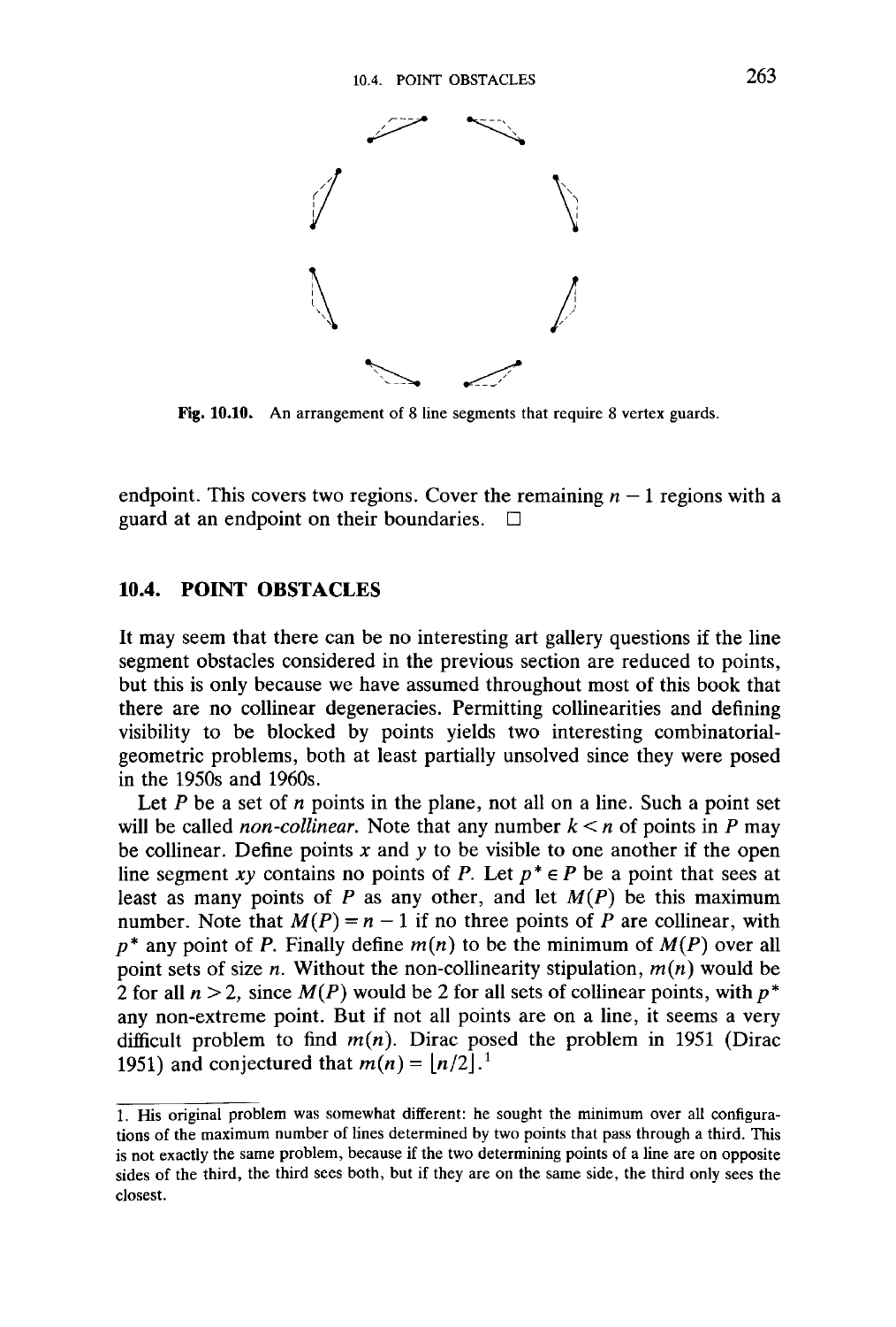Fig. 10.10. An arrangement of 8 line segments that require 8 vertex guards.

endpoint. This covers two regions. Cover the remaining $n-1$ regions with a guard at an endpoint on their boundaries. □

## 10.4. POINT OBSTACLES

It may seem that there can be no interesting art gallery questions if the line segment obstacles considered in the previous section are reduced to points, but this is only because we have assumed throughout most of this book that there are no collinear degeneracies. Permitting collinearities and defining visibility to be blocked by points yields two interesting combinatorial-geometric problems, both at least partially unsolved since they were posed in the 1950s and 1960s.

Let $P$ be a set of $n$ points in the plane, not all on a line. Such a point set will be called *non-collinear*. Note that any number $k < n$ of points in $P$ may be collinear. Define points $x$ and $y$ to be visible to one another if the open line segment $xy$ contains no points of $P$. Let $p^* \in P$ be a point that sees at least as many points of $P$ as any other, and let $M(P)$ be this maximum number. Note that $M(P) = n - 1$ if no three points of $P$ are collinear, with $p^*$ any point of $P$. Finally define $m(n)$ to be the minimum of $M(P)$ over all point sets of size $n$. Without the non-collinearity stipulation, $m(n)$ would be 2 for all $n > 2$, since $M(P)$ would be 2 for all sets of collinear points, with $p^*$ any non-extreme point. But if not all points are on a line, it seems a very difficult problem to find $m(n)$. Dirac posed the problem in 1951 (Dirac 1951) and conjectured that $m(n) = \lfloor n/2 \rfloor$.[1]

---

1. His original problem was somewhat different: he sought the minimum over all configurations of the maximum number of lines determined by two points that pass through a third. This is not exactly the same problem, because if the two determining points of a line are on opposite sides of the third, the third sees both, but if they are on the same side, the third only sees the closest.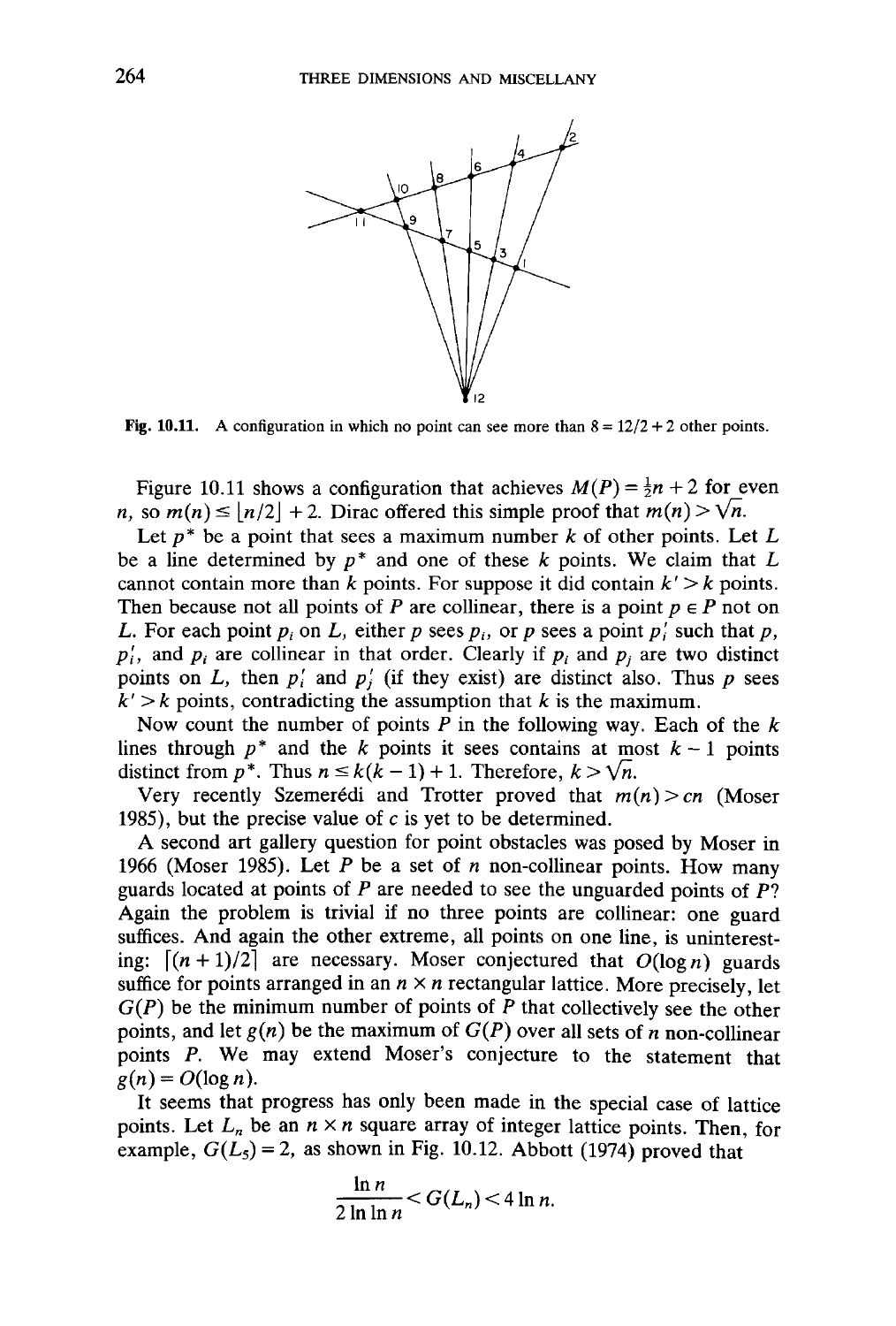Fig. 10.11. A configuration in which no point can see more than 8 = 12/2 + 2 other points.

Figure 10.11 shows a configuration that achieves $M(P) = \frac{1}{2}n + 2$ for even $n$, so $m(n) \le \lfloor n/2 \rfloor + 2$. Dirac offered this simple proof that $m(n) > \sqrt{n}$.

Let $p^*$ be a point that sees a maximum number $k$ of other points. Let $L$ be a line determined by $p^*$ and one of these $k$ points. We claim that $L$ cannot contain more than $k$ points. For suppose it did contain $k' > k$ points. Then because not all points of $P$ are collinear, there is a point $p \in P$ not on $L$. For each point $p_i$ on $L$, either $p$ sees $p_i$, or $p$ sees a point $p_i'$ such that $p$, $p_i'$, and $p_i$ are collinear in that order. Clearly if $p_i$ and $p_j$ are two distinct points on $L$, then $p_i'$ and $p_j'$ (if they exist) are distinct also. Thus $p$ sees $k' > k$ points, contradicting the assumption that $k$ is the maximum.

Now count the number of points $P$ in the following way. Each of the $k$ lines through $p^*$ and the $k$ points it sees contains at most $k - 1$ points distinct from $p^*$. Thus $n \le k(k-1) + 1$. Therefore, $k > \sqrt{n}$.

Very recently Szemerédi and Trotter proved that $m(n) > cn$ (Moser 1985), but the precise value of $c$ is yet to be determined.

A second art gallery question for point obstacles was posed by Moser in 1966 (Moser 1985). Let $P$ be a set of $n$ non-collinear points. How many guards located at points of $P$ are needed to see the unguarded points of $P$? Again the problem is trivial if no three points are collinear: one guard suffices. And again the other extreme, all points on one line, is uninteresting: $\lceil (n+1)/2 \rceil$ are necessary. Moser conjectured that $O(\log n)$ guards suffice for points arranged in an $n \times n$ rectangular lattice. More precisely, let $G(P)$ be the minimum number of points of $P$ that collectively see the other points, and let $g(n)$ be the maximum of $G(P)$ over all sets of $n$ non-collinear points $P$. We may extend Moser's conjecture to the statement that $g(n) = O(\log n)$.

It seems that progress has only been made in the special case of lattice points. Let $L_n$ be an $n \times n$ square array of integer lattice points. Then, for example, $G(L_5) = 2$, as shown in Fig. 10.12. Abbott (1974) proved that

$$\frac{\ln n}{2 \ln \ln n} < G(L_n) < 4 \ln n.$$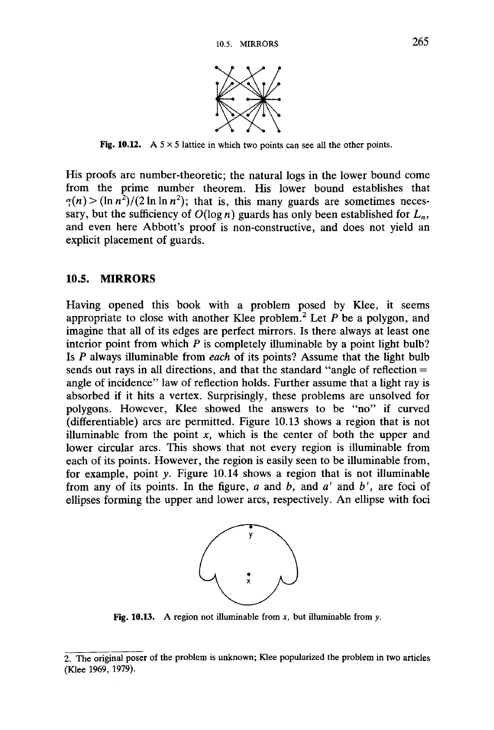Fig. 10.12. A $5 \times 5$ lattice in which two points can see all the other points.

His proofs are number-theoretic; the natural logs in the lower bound come from the prime number theorem. His lower bound establishes that $\gamma(n) > (\ln n^2)/(2 \ln \ln n^2)$; that is, this many guards are sometimes necessary, but the sufficiency of $O(\log n)$ guards has only been established for $L_n$, and even here Abbott's proof is non-constructive, and does not yield an explicit placement of guards.

## 10.5. MIRRORS

Having opened this book with a problem posed by Klee, it seems appropriate to close with another Klee problem.[2] Let $P$ be a polygon, and imagine that all of its edges are perfect mirrors. Is there always at least one interior point from which $P$ is completely illuminable by a point light bulb? Is $P$ always illuminable from *each* of its points? Assume that the light bulb sends out rays in all directions, and that the standard "angle of reflection = angle of incidence" law of reflection holds. Further assume that a light ray is absorbed if it hits a vertex. Surprisingly, these problems are unsolved for polygons. However, Klee showed the answers to be "no" if curved (differentiable) arcs are permitted. Figure 10.13 shows a region that is not illuminable from the point $x$, which is the center of both the upper and lower circular arcs. This shows that not every region is illuminable from each of its points. However, the region is easily seen to be illuminable from, for example, point $y$. Figure 10.14 shows a region that is not illuminable from any of its points. In the figure, $a$ and $b$, and $a'$ and $b'$, are foci of ellipses forming the upper and lower arcs, respectively. An ellipse with foci

Fig. 10.13. A region not illuminable from $x$, but illuminable from $y$.

2. The original poser of the problem is unknown; Klee popularized the problem in two articles (Klee 1969, 1979).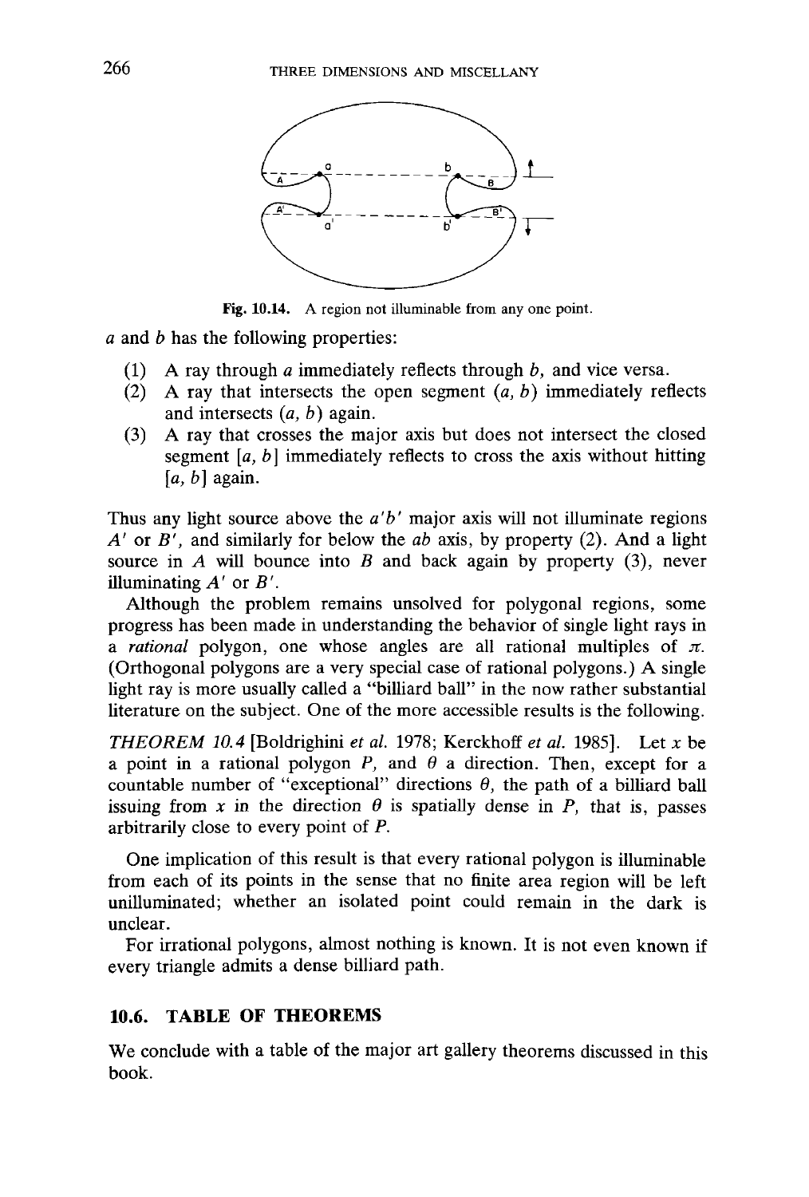Fig. 10.14. A region not illuminable from any one point.

$a$ and $b$ has the following properties:

1. A ray through $a$ immediately reflects through $b$, and vice versa.
2. A ray that intersects the open segment $(a, b)$ immediately reflects and intersects $(a, b)$ again.
3. A ray that crosses the major axis but does not intersect the closed segment $[a, b]$ immediately reflects to cross the axis without hitting $[a, b]$ again.

Thus any light source above the $a'b'$ major axis will not illuminate regions $A'$ or $B'$, and similarly for below the $ab$ axis, by property (2). And a light source in $A$ will bounce into $B$ and back again by property (3), never illuminating $A'$ or $B'$.

Although the problem remains unsolved for polygonal regions, some progress has been made in understanding the behavior of single light rays in a *rational* polygon, one whose angles are all rational multiples of $\pi$. (Orthogonal polygons are a very special case of rational polygons.) A single light ray is more usually called a "billiard ball" in the now rather substantial literature on the subject. One of the more accessible results is the following.

*THEOREM 10.4* [Boldrighini *et al.* 1978; Kerckhoff *et al.* 1985]. Let $x$ be a point in a rational polygon $P$, and $\theta$ a direction. Then, except for a countable number of "exceptional" directions $\theta$, the path of a billiard ball issuing from $x$ in the direction $\theta$ is spatially dense in $P$, that is, passes arbitrarily close to every point of $P$.

One implication of this result is that every rational polygon is illuminable from each of its points in the sense that no finite area region will be left unilluminated; whether an isolated point could remain in the dark is unclear.

For irrational polygons, almost nothing is known. It is not even known if every triangle admits a dense billiard path.

## 10.6. TABLE OF THEOREMS

We conclude with a table of the major art gallery theorems discussed in this book.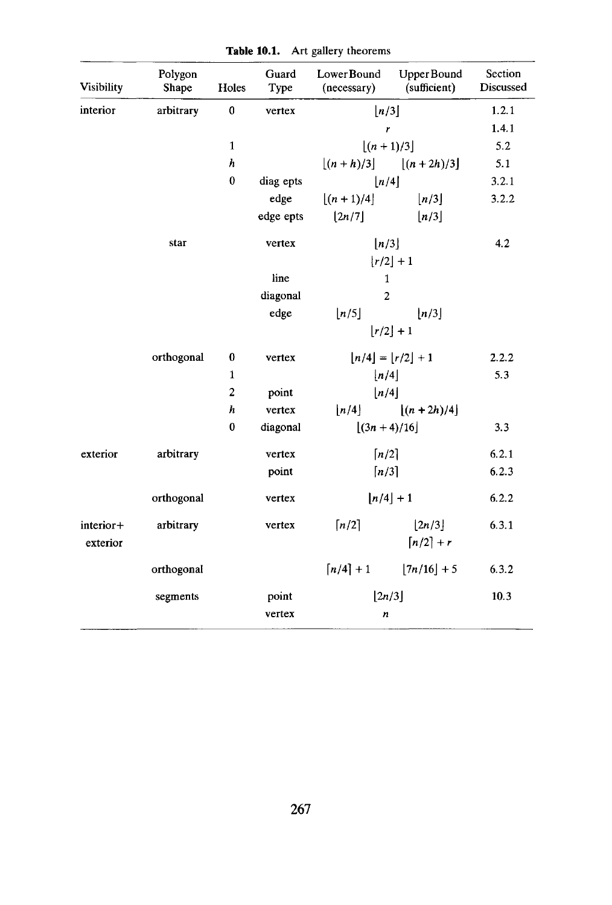**Table 10.1.** Art gallery theorems

| Visibility | Polygon Shape | Holes | Guard Type | Lower Bound (necessary) | Upper Bound (sufficient) | Section Discussed |
|---|---|---|---|---|---|---|
| interior | arbitrary | 0 | vertex | $\lfloor n/3 \rfloor$ | | 1.2.1 |
| | | | | $r$ | | 1.4.1 |
| | | 1 | | $\lfloor (n+1)/3 \rfloor$ | | 5.2 |
| | | $h$ | | $\lfloor (n+h)/3 \rfloor$ | $\lfloor (n+2h)/3 \rfloor$ | 5.1 |
| | | 0 | diag epts | $\lfloor n/4 \rfloor$ | | 3.2.1 |
| | | | edge | $\lfloor (n+1)/4 \rfloor$ | $\lfloor n/3 \rfloor$ | 3.2.2 |
| | | | edge epts | $\lfloor 2n/7 \rfloor$ | $\lfloor n/3 \rfloor$ | |
| | star | | vertex | $\lfloor n/3 \rfloor$ | | 4.2 |
| | | | | $\lfloor r/2 \rfloor + 1$ | | |
| | | | line | 1 | | |
| | | | diagonal | 2 | | |
| | | | edge | $\lfloor n/5 \rfloor$ | $\lfloor n/3 \rfloor$ | |
| | | | | $\lfloor r/2 \rfloor + 1$ | | |
| | orthogonal | 0 | vertex | $\lfloor n/4 \rfloor = \lfloor r/2 \rfloor + 1$ | | 2.2.2 |
| | | 1 | | $\lfloor n/4 \rfloor$ | | 5.3 |
| | | 2 | point | $\lfloor n/4 \rfloor$ | | |
| | | $h$ | vertex | $\lfloor n/4 \rfloor$ | $\lfloor (n+2h)/4 \rfloor$ | |
| | | 0 | diagonal | $\lfloor (3n+4)/16 \rfloor$ | | 3.3 |
| exterior | arbitrary | | vertex | $\lceil n/2 \rceil$ | | 6.2.1 |
| | | | point | $\lceil n/3 \rceil$ | | 6.2.3 |
| | orthogonal | | vertex | $\lfloor n/4 \rfloor + 1$ | | 6.2.2 |
| interior+ exterior | arbitrary | | vertex | $\lceil n/2 \rceil$ | $\lfloor 2n/3 \rfloor$ | 6.3.1 |
| | | | | | $\lceil n/2 \rceil + r$ | |
| | orthogonal | | | $\lceil n/4 \rceil + 1$ | $\lfloor 7n/16 \rfloor + 5$ | 6.3.2 |
| | segments | | point | $\lfloor 2n/3 \rfloor$ | | 10.3 |
| | | | vertex | $n$ | | |